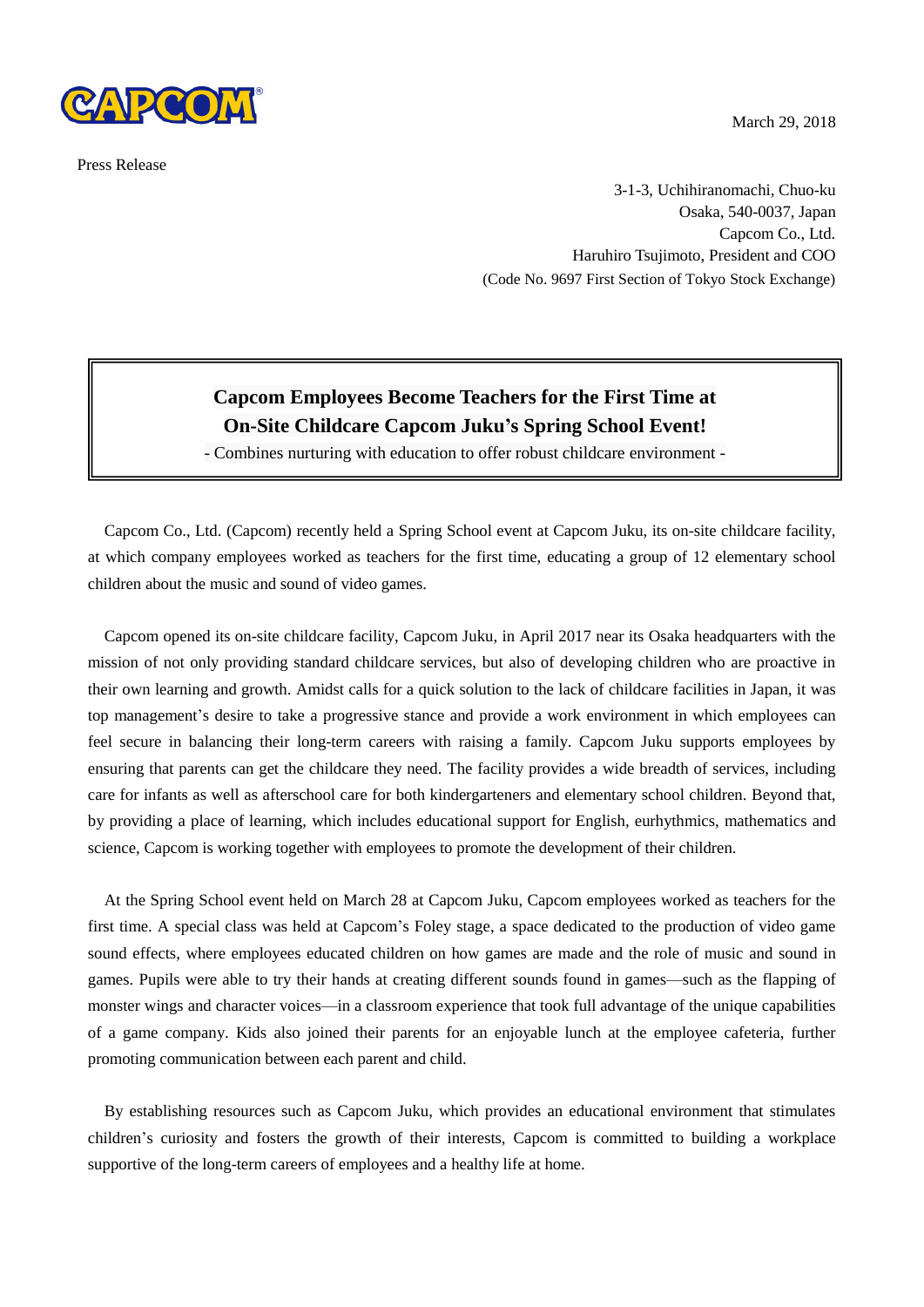CAPCOM

March 29, 2018

Press Release

3-1-3, Uchihiranomachi, Chuo-ku
Osaka, 540-0037, Japan
Capcom Co., Ltd.
Haruhiro Tsujimoto, President and COO
(Code No. 9697 First Section of Tokyo Stock Exchange)

# Capcom Employees Become Teachers for the First Time at On-Site Childcare Capcom Juku's Spring School Event!

- Combines nurturing with education to offer robust childcare environment -

Capcom Co., Ltd. (Capcom) recently held a Spring School event at Capcom Juku, its on-site childcare facility, at which company employees worked as teachers for the first time, educating a group of 12 elementary school children about the music and sound of video games.

Capcom opened its on-site childcare facility, Capcom Juku, in April 2017 near its Osaka headquarters with the mission of not only providing standard childcare services, but also of developing children who are proactive in their own learning and growth. Amidst calls for a quick solution to the lack of childcare facilities in Japan, it was top management's desire to take a progressive stance and provide a work environment in which employees can feel secure in balancing their long-term careers with raising a family. Capcom Juku supports employees by ensuring that parents can get the childcare they need. The facility provides a wide breadth of services, including care for infants as well as afterschool care for both kindergarteners and elementary school children. Beyond that, by providing a place of learning, which includes educational support for English, eurhythmics, mathematics and science, Capcom is working together with employees to promote the development of their children.

At the Spring School event held on March 28 at Capcom Juku, Capcom employees worked as teachers for the first time. A special class was held at Capcom's Foley stage, a space dedicated to the production of video game sound effects, where employees educated children on how games are made and the role of music and sound in games. Pupils were able to try their hands at creating different sounds found in games—such as the flapping of monster wings and character voices—in a classroom experience that took full advantage of the unique capabilities of a game company. Kids also joined their parents for an enjoyable lunch at the employee cafeteria, further promoting communication between each parent and child.

By establishing resources such as Capcom Juku, which provides an educational environment that stimulates children's curiosity and fosters the growth of their interests, Capcom is committed to building a workplace supportive of the long-term careers of employees and a healthy life at home.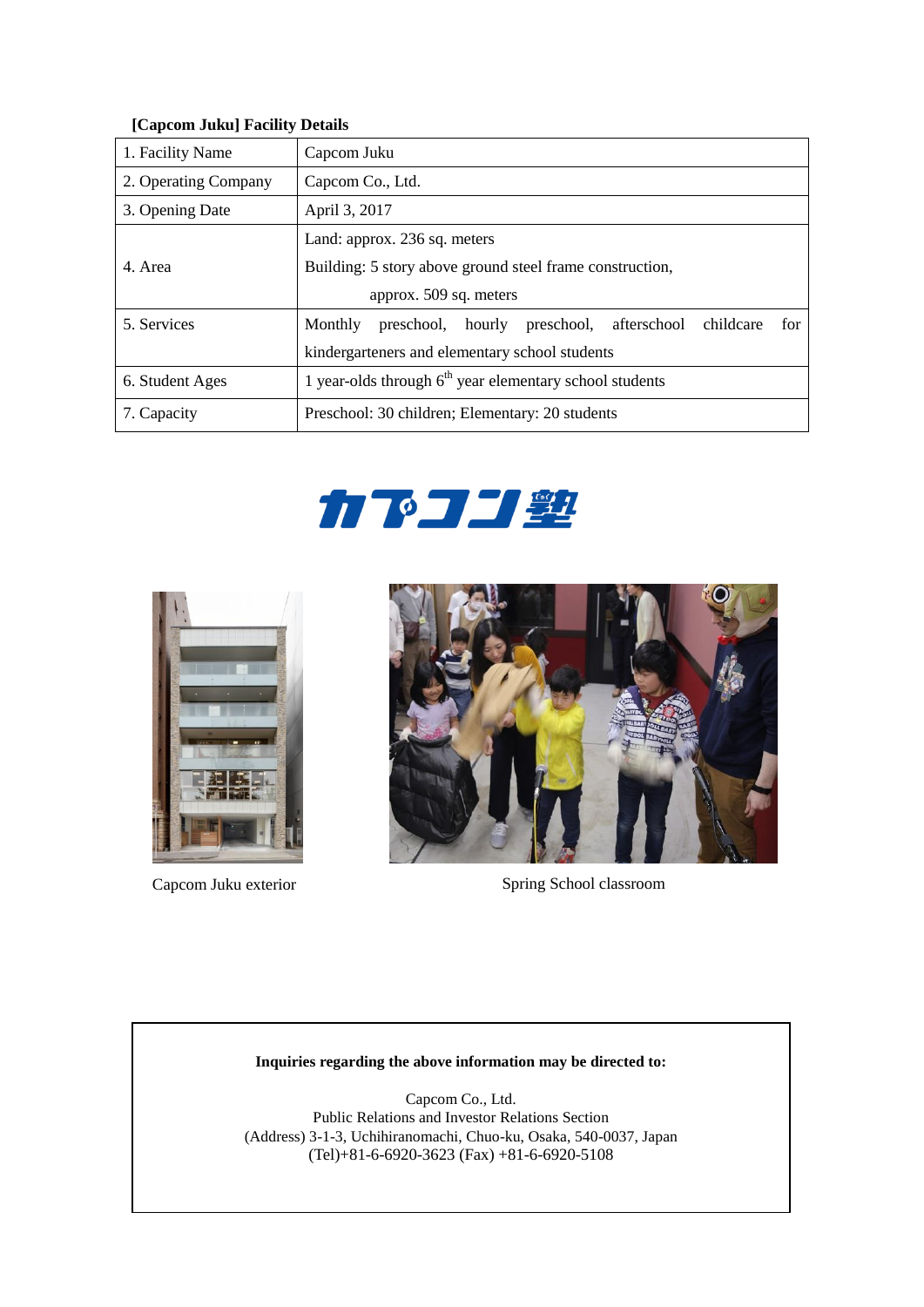**[Capcom Juku] Facility Details**

| | |
|---|---|
| 1. Facility Name | Capcom Juku |
| 2. Operating Company | Capcom Co., Ltd. |
| 3. Opening Date | April 3, 2017 |
| 4. Area | Land: approx. 236 sq. meters<br>Building: 5 story above ground steel frame construction, approx. 509 sq. meters |
| 5. Services | Monthly preschool, hourly preschool, afterschool childcare for kindergarteners and elementary school students |
| 6. Student Ages | 1 year-olds through 6th year elementary school students |
| 7. Capacity | Preschool: 30 children; Elementary: 20 students |

カプコン塾

Capcom Juku exterior

Spring School classroom

**Inquiries regarding the above information may be directed to:**

Capcom Co., Ltd.
Public Relations and Investor Relations Section
(Address) 3-1-3, Uchihiranomachi, Chuo-ku, Osaka, 540-0037, Japan
(Tel)+81-6-6920-3623 (Fax) +81-6-6920-5108